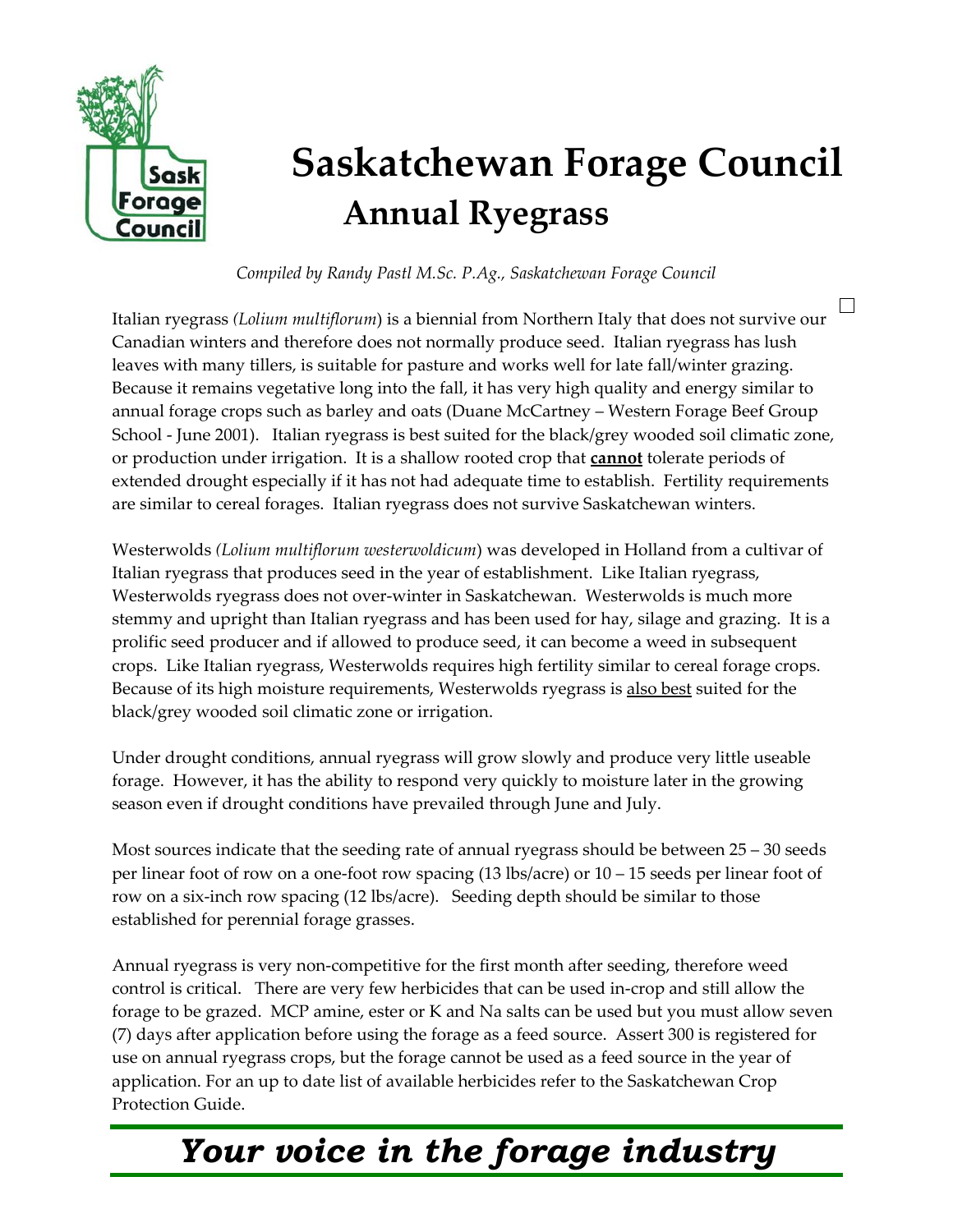# Saskatchewan Forage Council

## Annual Ryegrass

*Compiled by Randy Pastl M.Sc. P.Ag., Saskatchewan Forage Council*

Italian ryegrass *(Lolium multiflorum)* is a biennial from Northern Italy that does not survive our Canadian winters and therefore does not normally produce seed. Italian ryegrass has lush leaves with many tillers, is suitable for pasture and works well for late fall/winter grazing. Because it remains vegetative long into the fall, it has very high quality and energy similar to annual forage crops such as barley and oats (Duane McCartney – Western Forage Beef Group School - June 2001). Italian ryegrass is best suited for the black/grey wooded soil climatic zone, or production under irrigation. It is a shallow rooted crop that <u>**cannot**</u> tolerate periods of extended drought especially if it has not had adequate time to establish. Fertility requirements are similar to cereal forages. Italian ryegrass does not survive Saskatchewan winters.

Westerwolds *(Lolium multiflorum westerwoldicum)* was developed in Holland from a cultivar of Italian ryegrass that produces seed in the year of establishment. Like Italian ryegrass, Westerwolds ryegrass does not over-winter in Saskatchewan. Westerwolds is much more stemmy and upright than Italian ryegrass and has been used for hay, silage and grazing. It is a prolific seed producer and if allowed to produce seed, it can become a weed in subsequent crops. Like Italian ryegrass, Westerwolds requires high fertility similar to cereal forage crops. Because of its high moisture requirements, Westerwolds ryegrass is <u>also best</u> suited for the black/grey wooded soil climatic zone or irrigation.

Under drought conditions, annual ryegrass will grow slowly and produce very little useable forage. However, it has the ability to respond very quickly to moisture later in the growing season even if drought conditions have prevailed through June and July.

Most sources indicate that the seeding rate of annual ryegrass should be between 25 – 30 seeds per linear foot of row on a one-foot row spacing (13 lbs/acre) or 10 – 15 seeds per linear foot of row on a six-inch row spacing (12 lbs/acre). Seeding depth should be similar to those established for perennial forage grasses.

Annual ryegrass is very non-competitive for the first month after seeding, therefore weed control is critical. There are very few herbicides that can be used in-crop and still allow the forage to be grazed. MCP amine, ester or K and Na salts can be used but you must allow seven (7) days after application before using the forage as a feed source. Assert 300 is registered for use on annual ryegrass crops, but the forage cannot be used as a feed source in the year of application. For an up to date list of available herbicides refer to the Saskatchewan Crop Protection Guide.

***Your voice in the forage industry***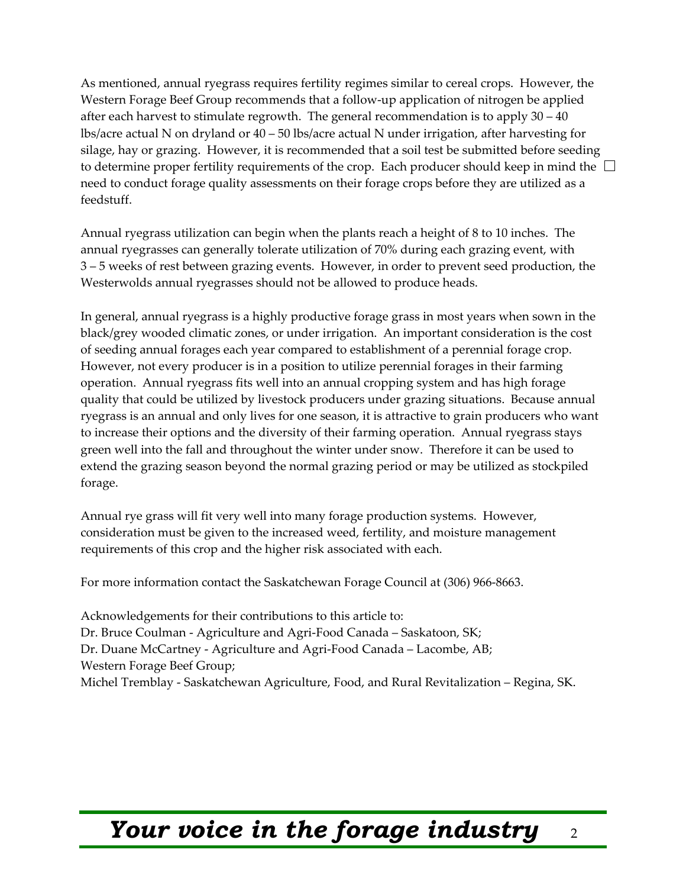As mentioned, annual ryegrass requires fertility regimes similar to cereal crops. However, the Western Forage Beef Group recommends that a follow-up application of nitrogen be applied after each harvest to stimulate regrowth. The general recommendation is to apply 30 – 40 lbs/acre actual N on dryland or 40 – 50 lbs/acre actual N under irrigation, after harvesting for silage, hay or grazing. However, it is recommended that a soil test be submitted before seeding to determine proper fertility requirements of the crop. Each producer should keep in mind the need to conduct forage quality assessments on their forage crops before they are utilized as a feedstuff.

Annual ryegrass utilization can begin when the plants reach a height of 8 to 10 inches. The annual ryegrasses can generally tolerate utilization of 70% during each grazing event, with 3 – 5 weeks of rest between grazing events. However, in order to prevent seed production, the Westerwolds annual ryegrasses should not be allowed to produce heads.

In general, annual ryegrass is a highly productive forage grass in most years when sown in the black/grey wooded climatic zones, or under irrigation. An important consideration is the cost of seeding annual forages each year compared to establishment of a perennial forage crop. However, not every producer is in a position to utilize perennial forages in their farming operation. Annual ryegrass fits well into an annual cropping system and has high forage quality that could be utilized by livestock producers under grazing situations. Because annual ryegrass is an annual and only lives for one season, it is attractive to grain producers who want to increase their options and the diversity of their farming operation. Annual ryegrass stays green well into the fall and throughout the winter under snow. Therefore it can be used to extend the grazing season beyond the normal grazing period or may be utilized as stockpiled forage.

Annual rye grass will fit very well into many forage production systems. However, consideration must be given to the increased weed, fertility, and moisture management requirements of this crop and the higher risk associated with each.

For more information contact the Saskatchewan Forage Council at (306) 966-8663.

Acknowledgements for their contributions to this article to:
Dr. Bruce Coulman - Agriculture and Agri-Food Canada – Saskatoon, SK;
Dr. Duane McCartney - Agriculture and Agri-Food Canada – Lacombe, AB;
Western Forage Beef Group;
Michel Tremblay - Saskatchewan Agriculture, Food, and Rural Revitalization – Regina, SK.